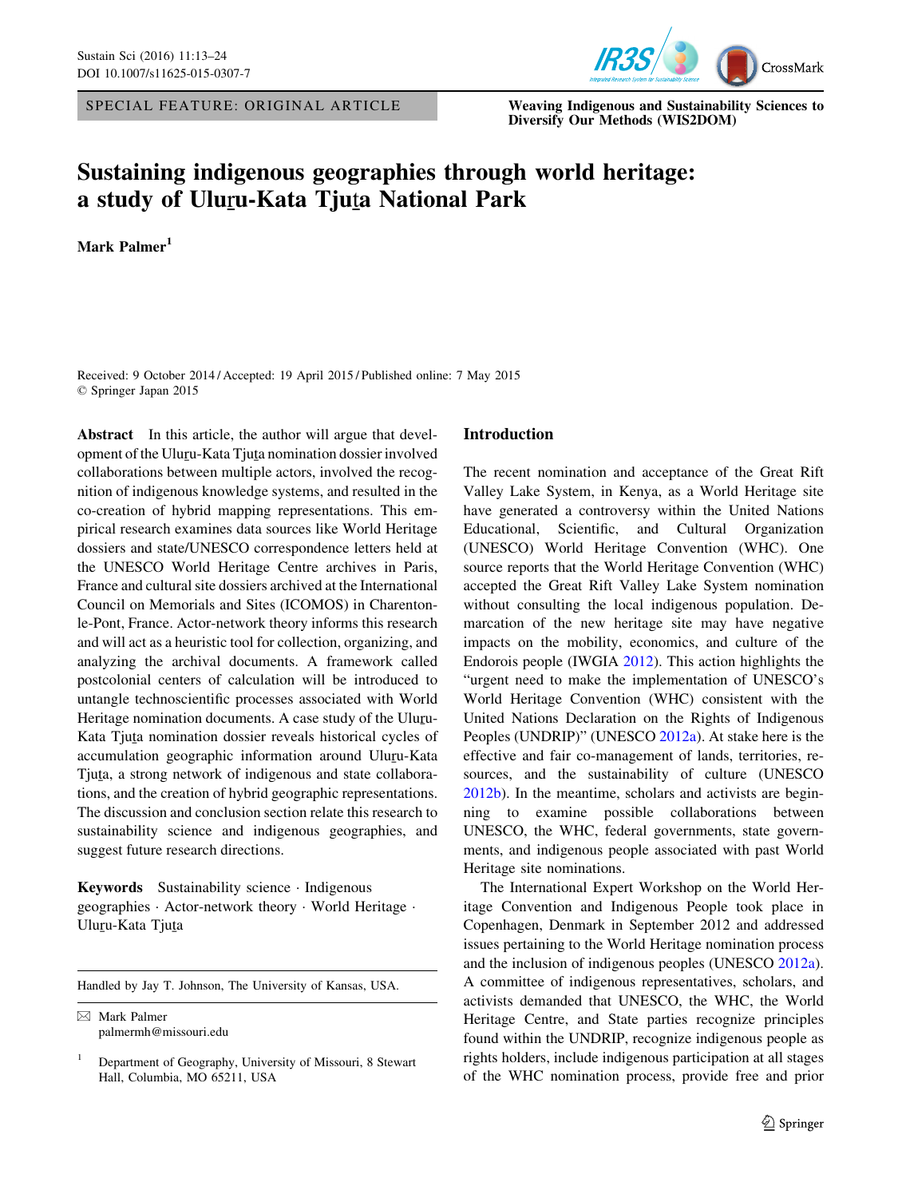SPECIAL FEATURE: ORIGINAL ARTICLE

Weaving Indigenous and Sustainability Sciences to Diversify Our Methods (WIS2DOM)

# Sustaining indigenous geographies through world heritage: a study of Uluṟu-Kata Tjuṯa National Park

**Mark Palmer**[1]

Received: 9 October 2014 / Accepted: 19 April 2015 / Published online: 7 May 2015
© Springer Japan 2015

**Abstract** In this article, the author will argue that development of the Uluṟu-Kata Tjuṯa nomination dossier involved collaborations between multiple actors, involved the recognition of indigenous knowledge systems, and resulted in the co-creation of hybrid mapping representations. This empirical research examines data sources like World Heritage dossiers and state/UNESCO correspondence letters held at the UNESCO World Heritage Centre archives in Paris, France and cultural site dossiers archived at the International Council on Memorials and Sites (ICOMOS) in Charenton-le-Pont, France. Actor-network theory informs this research and will act as a heuristic tool for collection, organizing, and analyzing the archival documents. A framework called postcolonial centers of calculation will be introduced to untangle technoscientific processes associated with World Heritage nomination documents. A case study of the Uluṟu-Kata Tjuṯa nomination dossier reveals historical cycles of accumulation geographic information around Uluṟu-Kata Tjuṯa, a strong network of indigenous and state collaborations, and the creation of hybrid geographic representations. The discussion and conclusion section relate this research to sustainability science and indigenous geographies, and suggest future research directions.

**Keywords** Sustainability science · Indigenous geographies · Actor-network theory · World Heritage · Uluṟu-Kata Tjuṯa

Handled by Jay T. Johnson, The University of Kansas, USA.

✉ Mark Palmer
palmermh@missouri.edu

[1] Department of Geography, University of Missouri, 8 Stewart Hall, Columbia, MO 65211, USA

## Introduction

The recent nomination and acceptance of the Great Rift Valley Lake System, in Kenya, as a World Heritage site have generated a controversy within the United Nations Educational, Scientific, and Cultural Organization (UNESCO) World Heritage Convention (WHC). One source reports that the World Heritage Convention (WHC) accepted the Great Rift Valley Lake System nomination without consulting the local indigenous population. Demarcation of the new heritage site may have negative impacts on the mobility, economics, and culture of the Endorois people (IWGIA 2012). This action highlights the "urgent need to make the implementation of UNESCO's World Heritage Convention (WHC) consistent with the United Nations Declaration on the Rights of Indigenous Peoples (UNDRIP)" (UNESCO 2012a). At stake here is the effective and fair co-management of lands, territories, resources, and the sustainability of culture (UNESCO 2012b). In the meantime, scholars and activists are beginning to examine possible collaborations between UNESCO, the WHC, federal governments, state governments, and indigenous people associated with past World Heritage site nominations.

The International Expert Workshop on the World Heritage Convention and Indigenous People took place in Copenhagen, Denmark in September 2012 and addressed issues pertaining to the World Heritage nomination process and the inclusion of indigenous peoples (UNESCO 2012a). A committee of indigenous representatives, scholars, and activists demanded that UNESCO, the WHC, the World Heritage Centre, and State parties recognize principles found within the UNDRIP, recognize indigenous people as rights holders, include indigenous participation at all stages of the WHC nomination process, provide free and prior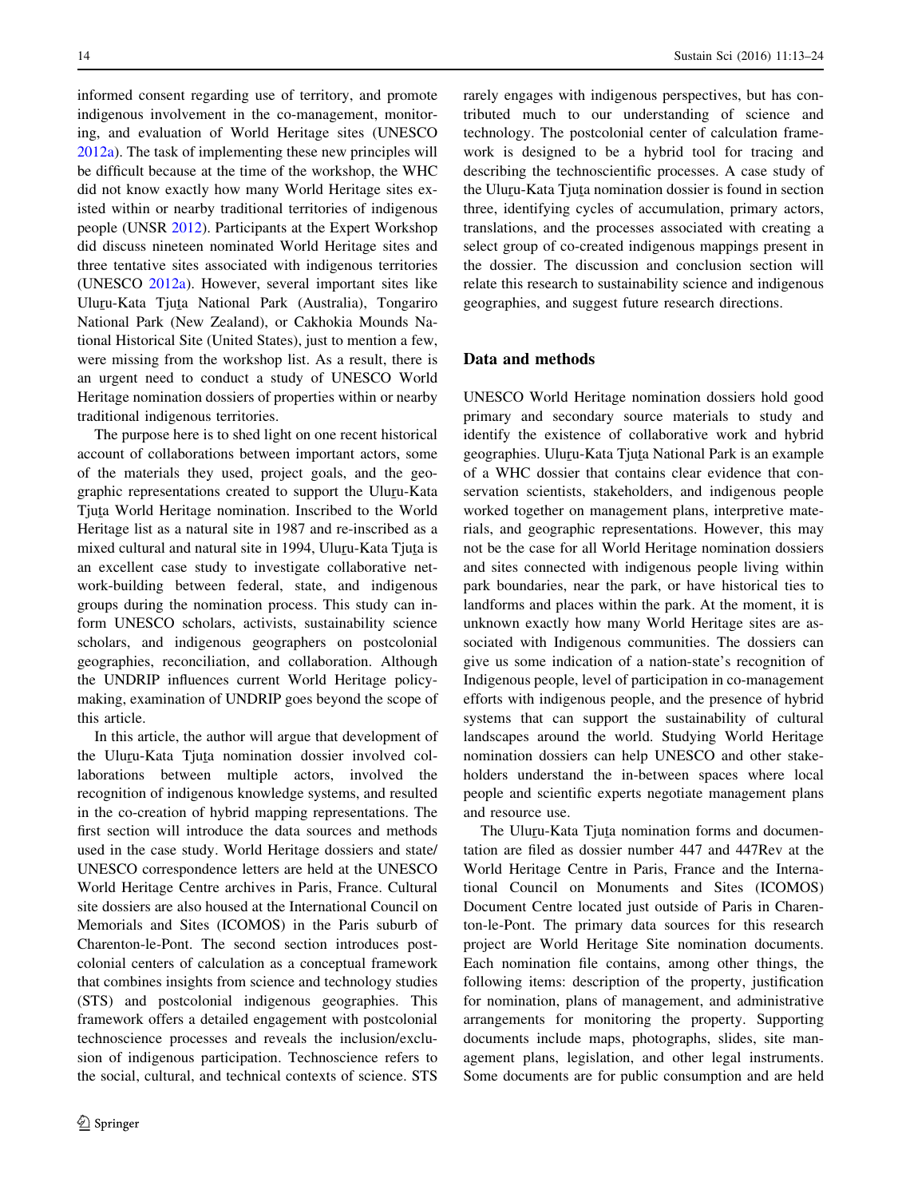informed consent regarding use of territory, and promote indigenous involvement in the co-management, monitoring, and evaluation of World Heritage sites (UNESCO 2012a). The task of implementing these new principles will be difficult because at the time of the workshop, the WHC did not know exactly how many World Heritage sites existed within or nearby traditional territories of indigenous people (UNSR 2012). Participants at the Expert Workshop did discuss nineteen nominated World Heritage sites and three tentative sites associated with indigenous territories (UNESCO 2012a). However, several important sites like Uluṟu-Kata Tjuṯa National Park (Australia), Tongariro National Park (New Zealand), or Cakhokia Mounds National Historical Site (United States), just to mention a few, were missing from the workshop list. As a result, there is an urgent need to conduct a study of UNESCO World Heritage nomination dossiers of properties within or nearby traditional indigenous territories.

The purpose here is to shed light on one recent historical account of collaborations between important actors, some of the materials they used, project goals, and the geographic representations created to support the Uluṟu-Kata Tjuṯa World Heritage nomination. Inscribed to the World Heritage list as a natural site in 1987 and re-inscribed as a mixed cultural and natural site in 1994, Uluṟu-Kata Tjuṯa is an excellent case study to investigate collaborative network-building between federal, state, and indigenous groups during the nomination process. This study can inform UNESCO scholars, activists, sustainability science scholars, and indigenous geographers on postcolonial geographies, reconciliation, and collaboration. Although the UNDRIP influences current World Heritage policy-making, examination of UNDRIP goes beyond the scope of this article.

In this article, the author will argue that development of the Uluṟu-Kata Tjuṯa nomination dossier involved collaborations between multiple actors, involved the recognition of indigenous knowledge systems, and resulted in the co-creation of hybrid mapping representations. The first section will introduce the data sources and methods used in the case study. World Heritage dossiers and state/UNESCO correspondence letters are held at the UNESCO World Heritage Centre archives in Paris, France. Cultural site dossiers are also housed at the International Council on Memorials and Sites (ICOMOS) in the Paris suburb of Charenton-le-Pont. The second section introduces postcolonial centers of calculation as a conceptual framework that combines insights from science and technology studies (STS) and postcolonial indigenous geographies. This framework offers a detailed engagement with postcolonial technoscience processes and reveals the inclusion/exclusion of indigenous participation. Technoscience refers to the social, cultural, and technical contexts of science. STS rarely engages with indigenous perspectives, but has contributed much to our understanding of science and technology. The postcolonial center of calculation framework is designed to be a hybrid tool for tracing and describing the technoscientific processes. A case study of the Uluṟu-Kata Tjuṯa nomination dossier is found in section three, identifying cycles of accumulation, primary actors, translations, and the processes associated with creating a select group of co-created indigenous mappings present in the dossier. The discussion and conclusion section will relate this research to sustainability science and indigenous geographies, and suggest future research directions.

## Data and methods

UNESCO World Heritage nomination dossiers hold good primary and secondary source materials to study and identify the existence of collaborative work and hybrid geographies. Uluṟu-Kata Tjuṯa National Park is an example of a WHC dossier that contains clear evidence that conservation scientists, stakeholders, and indigenous people worked together on management plans, interpretive materials, and geographic representations. However, this may not be the case for all World Heritage nomination dossiers and sites connected with indigenous people living within park boundaries, near the park, or have historical ties to landforms and places within the park. At the moment, it is unknown exactly how many World Heritage sites are associated with Indigenous communities. The dossiers can give us some indication of a nation-state's recognition of Indigenous people, level of participation in co-management efforts with indigenous people, and the presence of hybrid systems that can support the sustainability of cultural landscapes around the world. Studying World Heritage nomination dossiers can help UNESCO and other stakeholders understand the in-between spaces where local people and scientific experts negotiate management plans and resource use.

The Uluṟu-Kata Tjuṯa nomination forms and documentation are filed as dossier number 447 and 447Rev at the World Heritage Centre in Paris, France and the International Council on Monuments and Sites (ICOMOS) Document Centre located just outside of Paris in Charenton-le-Pont. The primary data sources for this research project are World Heritage Site nomination documents. Each nomination file contains, among other things, the following items: description of the property, justification for nomination, plans of management, and administrative arrangements for monitoring the property. Supporting documents include maps, photographs, slides, site management plans, legislation, and other legal instruments. Some documents are for public consumption and are held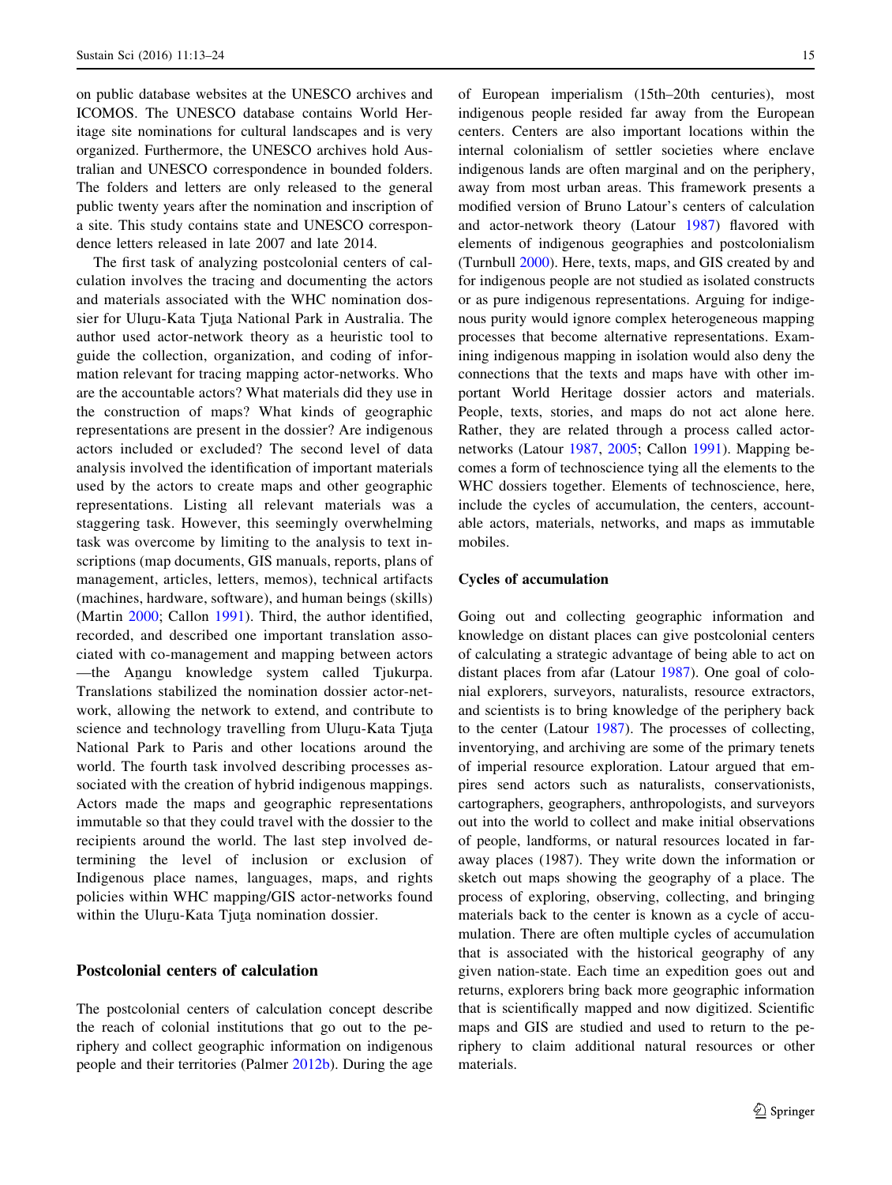on public database websites at the UNESCO archives and ICOMOS. The UNESCO database contains World Heritage site nominations for cultural landscapes and is very organized. Furthermore, the UNESCO archives hold Australian and UNESCO correspondence in bounded folders. The folders and letters are only released to the general public twenty years after the nomination and inscription of a site. This study contains state and UNESCO correspondence letters released in late 2007 and late 2014.

The first task of analyzing postcolonial centers of calculation involves the tracing and documenting the actors and materials associated with the WHC nomination dossier for Uluṟu-Kata Tjuṯa National Park in Australia. The author used actor-network theory as a heuristic tool to guide the collection, organization, and coding of information relevant for tracing mapping actor-networks. Who are the accountable actors? What materials did they use in the construction of maps? What kinds of geographic representations are present in the dossier? Are indigenous actors included or excluded? The second level of data analysis involved the identification of important materials used by the actors to create maps and other geographic representations. Listing all relevant materials was a staggering task. However, this seemingly overwhelming task was overcome by limiting to the analysis to text inscriptions (map documents, GIS manuals, reports, plans of management, articles, letters, memos), technical artifacts (machines, hardware, software), and human beings (skills) (Martin 2000; Callon 1991). Third, the author identified, recorded, and described one important translation associated with co-management and mapping between actors —the Aṉangu knowledge system called Tjukurpa. Translations stabilized the nomination dossier actor-network, allowing the network to extend, and contribute to science and technology travelling from Uluṟu-Kata Tjuṯa National Park to Paris and other locations around the world. The fourth task involved describing processes associated with the creation of hybrid indigenous mappings. Actors made the maps and geographic representations immutable so that they could travel with the dossier to the recipients around the world. The last step involved determining the level of inclusion or exclusion of Indigenous place names, languages, maps, and rights policies within WHC mapping/GIS actor-networks found within the Uluṟu-Kata Tjuṯa nomination dossier.

## Postcolonial centers of calculation

The postcolonial centers of calculation concept describe the reach of colonial institutions that go out to the periphery and collect geographic information on indigenous people and their territories (Palmer 2012b). During the age of European imperialism (15th–20th centuries), most indigenous people resided far away from the European centers. Centers are also important locations within the internal colonialism of settler societies where enclave indigenous lands are often marginal and on the periphery, away from most urban areas. This framework presents a modified version of Bruno Latour's centers of calculation and actor-network theory (Latour 1987) flavored with elements of indigenous geographies and postcolonialism (Turnbull 2000). Here, texts, maps, and GIS created by and for indigenous people are not studied as isolated constructs or as pure indigenous representations. Arguing for indigenous purity would ignore complex heterogeneous mapping processes that become alternative representations. Examining indigenous mapping in isolation would also deny the connections that the texts and maps have with other important World Heritage dossier actors and materials. People, texts, stories, and maps do not act alone here. Rather, they are related through a process called actor-networks (Latour 1987, 2005; Callon 1991). Mapping becomes a form of technoscience tying all the elements to the WHC dossiers together. Elements of technoscience, here, include the cycles of accumulation, the centers, accountable actors, materials, networks, and maps as immutable mobiles.

### Cycles of accumulation

Going out and collecting geographic information and knowledge on distant places can give postcolonial centers of calculating a strategic advantage of being able to act on distant places from afar (Latour 1987). One goal of colonial explorers, surveyors, naturalists, resource extractors, and scientists is to bring knowledge of the periphery back to the center (Latour 1987). The processes of collecting, inventorying, and archiving are some of the primary tenets of imperial resource exploration. Latour argued that empires send actors such as naturalists, conservationists, cartographers, geographers, anthropologists, and surveyors out into the world to collect and make initial observations of people, landforms, or natural resources located in faraway places (1987). They write down the information or sketch out maps showing the geography of a place. The process of exploring, observing, collecting, and bringing materials back to the center is known as a cycle of accumulation. There are often multiple cycles of accumulation that is associated with the historical geography of any given nation-state. Each time an expedition goes out and returns, explorers bring back more geographic information that is scientifically mapped and now digitized. Scientific maps and GIS are studied and used to return to the periphery to claim additional natural resources or other materials.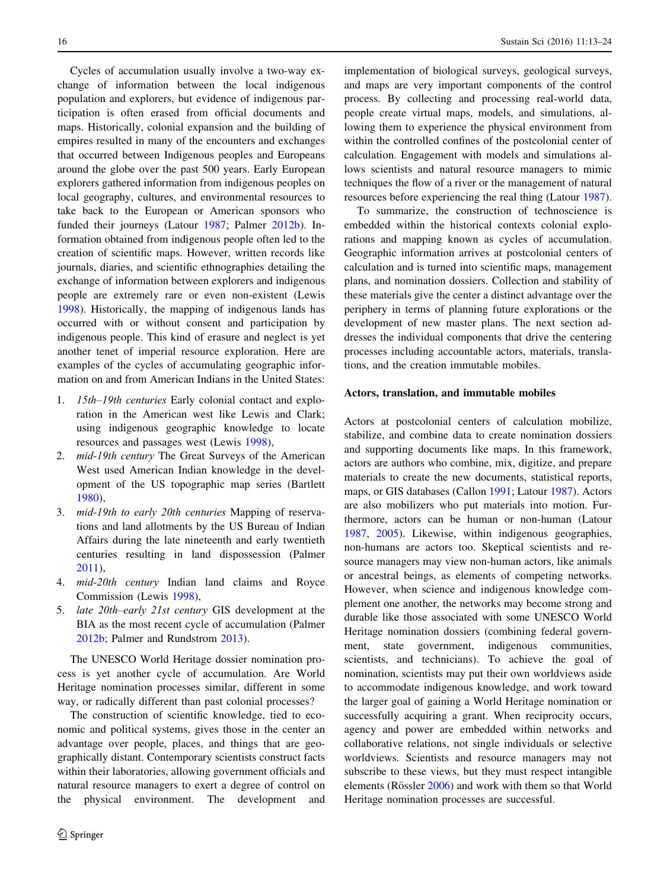Cycles of accumulation usually involve a two-way exchange of information between the local indigenous population and explorers, but evidence of indigenous participation is often erased from official documents and maps. Historically, colonial expansion and the building of empires resulted in many of the encounters and exchanges that occurred between Indigenous peoples and Europeans around the globe over the past 500 years. Early European explorers gathered information from indigenous peoples on local geography, cultures, and environmental resources to take back to the European or American sponsors who funded their journeys (Latour 1987; Palmer 2012b). Information obtained from indigenous people often led to the creation of scientific maps. However, written records like journals, diaries, and scientific ethnographies detailing the exchange of information between explorers and indigenous people are extremely rare or even non-existent (Lewis 1998). Historically, the mapping of indigenous lands has occurred with or without consent and participation by indigenous people. This kind of erasure and neglect is yet another tenet of imperial resource exploration. Here are examples of the cycles of accumulating geographic information on and from American Indians in the United States:

1. *15th–19th centuries* Early colonial contact and exploration in the American west like Lewis and Clark; using indigenous geographic knowledge to locate resources and passages west (Lewis 1998),
2. *mid-19th century* The Great Surveys of the American West used American Indian knowledge in the development of the US topographic map series (Bartlett 1980),
3. *mid-19th to early 20th centuries* Mapping of reservations and land allotments by the US Bureau of Indian Affairs during the late nineteenth and early twentieth centuries resulting in land dispossession (Palmer 2011),
4. *mid-20th century* Indian land claims and Royce Commission (Lewis 1998),
5. *late 20th–early 21st century* GIS development at the BIA as the most recent cycle of accumulation (Palmer 2012b; Palmer and Rundstrom 2013).

The UNESCO World Heritage dossier nomination process is yet another cycle of accumulation. Are World Heritage nomination processes similar, different in some way, or radically different than past colonial processes?

The construction of scientific knowledge, tied to economic and political systems, gives those in the center an advantage over people, places, and things that are geographically distant. Contemporary scientists construct facts within their laboratories, allowing government officials and natural resource managers to exert a degree of control on the physical environment. The development and implementation of biological surveys, geological surveys, and maps are very important components of the control process. By collecting and processing real-world data, people create virtual maps, models, and simulations, allowing them to experience the physical environment from within the controlled confines of the postcolonial center of calculation. Engagement with models and simulations allows scientists and natural resource managers to mimic techniques the flow of a river or the management of natural resources before experiencing the real thing (Latour 1987).

To summarize, the construction of technoscience is embedded within the historical contexts colonial explorations and mapping known as cycles of accumulation. Geographic information arrives at postcolonial centers of calculation and is turned into scientific maps, management plans, and nomination dossiers. Collection and stability of these materials give the center a distinct advantage over the periphery in terms of planning future explorations or the development of new master plans. The next section addresses the individual components that drive the centering processes including accountable actors, materials, translations, and the creation immutable mobiles.

## Actors, translation, and immutable mobiles

Actors at postcolonial centers of calculation mobilize, stabilize, and combine data to create nomination dossiers and supporting documents like maps. In this framework, actors are authors who combine, mix, digitize, and prepare materials to create the new documents, statistical reports, maps, or GIS databases (Callon 1991; Latour 1987). Actors are also mobilizers who put materials into motion. Furthermore, actors can be human or non-human (Latour 1987, 2005). Likewise, within indigenous geographies, non-humans are actors too. Skeptical scientists and resource managers may view non-human actors, like animals or ancestral beings, as elements of competing networks. However, when science and indigenous knowledge complement one another, the networks may become strong and durable like those associated with some UNESCO World Heritage nomination dossiers (combining federal government, state government, indigenous communities, scientists, and technicians). To achieve the goal of nomination, scientists may put their own worldviews aside to accommodate indigenous knowledge, and work toward the larger goal of gaining a World Heritage nomination or successfully acquiring a grant. When reciprocity occurs, agency and power are embedded within networks and collaborative relations, not single individuals or selective worldviews. Scientists and resource managers may not subscribe to these views, but they must respect intangible elements (Rössler 2006) and work with them so that World Heritage nomination processes are successful.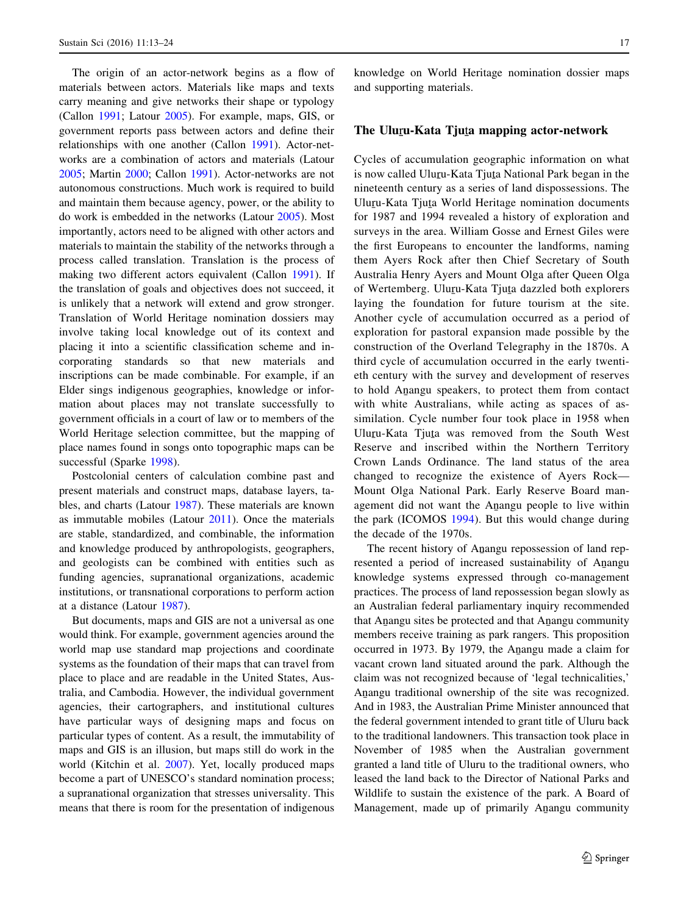The origin of an actor-network begins as a flow of materials between actors. Materials like maps and texts carry meaning and give networks their shape or typology (Callon 1991; Latour 2005). For example, maps, GIS, or government reports pass between actors and define their relationships with one another (Callon 1991). Actor-networks are a combination of actors and materials (Latour 2005; Martin 2000; Callon 1991). Actor-networks are not autonomous constructions. Much work is required to build and maintain them because agency, power, or the ability to do work is embedded in the networks (Latour 2005). Most importantly, actors need to be aligned with other actors and materials to maintain the stability of the networks through a process called translation. Translation is the process of making two different actors equivalent (Callon 1991). If the translation of goals and objectives does not succeed, it is unlikely that a network will extend and grow stronger. Translation of World Heritage nomination dossiers may involve taking local knowledge out of its context and placing it into a scientific classification scheme and incorporating standards so that new materials and inscriptions can be made combinable. For example, if an Elder sings indigenous geographies, knowledge or information about places may not translate successfully to government officials in a court of law or to members of the World Heritage selection committee, but the mapping of place names found in songs onto topographic maps can be successful (Sparke 1998).

Postcolonial centers of calculation combine past and present materials and construct maps, database layers, tables, and charts (Latour 1987). These materials are known as immutable mobiles (Latour 2011). Once the materials are stable, standardized, and combinable, the information and knowledge produced by anthropologists, geographers, and geologists can be combined with entities such as funding agencies, supranational organizations, academic institutions, or transnational corporations to perform action at a distance (Latour 1987).

But documents, maps and GIS are not a universal as one would think. For example, government agencies around the world map use standard map projections and coordinate systems as the foundation of their maps that can travel from place to place and are readable in the United States, Australia, and Cambodia. However, the individual government agencies, their cartographers, and institutional cultures have particular ways of designing maps and focus on particular types of content. As a result, the immutability of maps and GIS is an illusion, but maps still do work in the world (Kitchin et al. 2007). Yet, locally produced maps become a part of UNESCO's standard nomination process; a supranational organization that stresses universality. This means that there is room for the presentation of indigenous knowledge on World Heritage nomination dossier maps and supporting materials.

## The Uluṟu-Kata Tjuṯa mapping actor-network

Cycles of accumulation geographic information on what is now called Uluṟu-Kata Tjuṯa National Park began in the nineteenth century as a series of land dispossessions. The Uluṟu-Kata Tjuṯa World Heritage nomination documents for 1987 and 1994 revealed a history of exploration and surveys in the area. William Gosse and Ernest Giles were the first Europeans to encounter the landforms, naming them Ayers Rock after then Chief Secretary of South Australia Henry Ayers and Mount Olga after Queen Olga of Wertemberg. Uluṟu-Kata Tjuṯa dazzled both explorers laying the foundation for future tourism at the site. Another cycle of accumulation occurred as a period of exploration for pastoral expansion made possible by the construction of the Overland Telegraphy in the 1870s. A third cycle of accumulation occurred in the early twentieth century with the survey and development of reserves to hold Aṉangu speakers, to protect them from contact with white Australians, while acting as spaces of assimilation. Cycle number four took place in 1958 when Uluṟu-Kata Tjuṯa was removed from the South West Reserve and inscribed within the Northern Territory Crown Lands Ordinance. The land status of the area changed to recognize the existence of Ayers Rock—Mount Olga National Park. Early Reserve Board management did not want the Aṉangu people to live within the park (ICOMOS 1994). But this would change during the decade of the 1970s.

The recent history of Aṉangu repossession of land represented a period of increased sustainability of Aṉangu knowledge systems expressed through co-management practices. The process of land repossession began slowly as an Australian federal parliamentary inquiry recommended that Aṉangu sites be protected and that Aṉangu community members receive training as park rangers. This proposition occurred in 1973. By 1979, the Aṉangu made a claim for vacant crown land situated around the park. Although the claim was not recognized because of 'legal technicalities,' Aṉangu traditional ownership of the site was recognized. And in 1983, the Australian Prime Minister announced that the federal government intended to grant title of Uluru back to the traditional landowners. This transaction took place in November of 1985 when the Australian government granted a land title of Uluru to the traditional owners, who leased the land back to the Director of National Parks and Wildlife to sustain the existence of the park. A Board of Management, made up of primarily Aṉangu community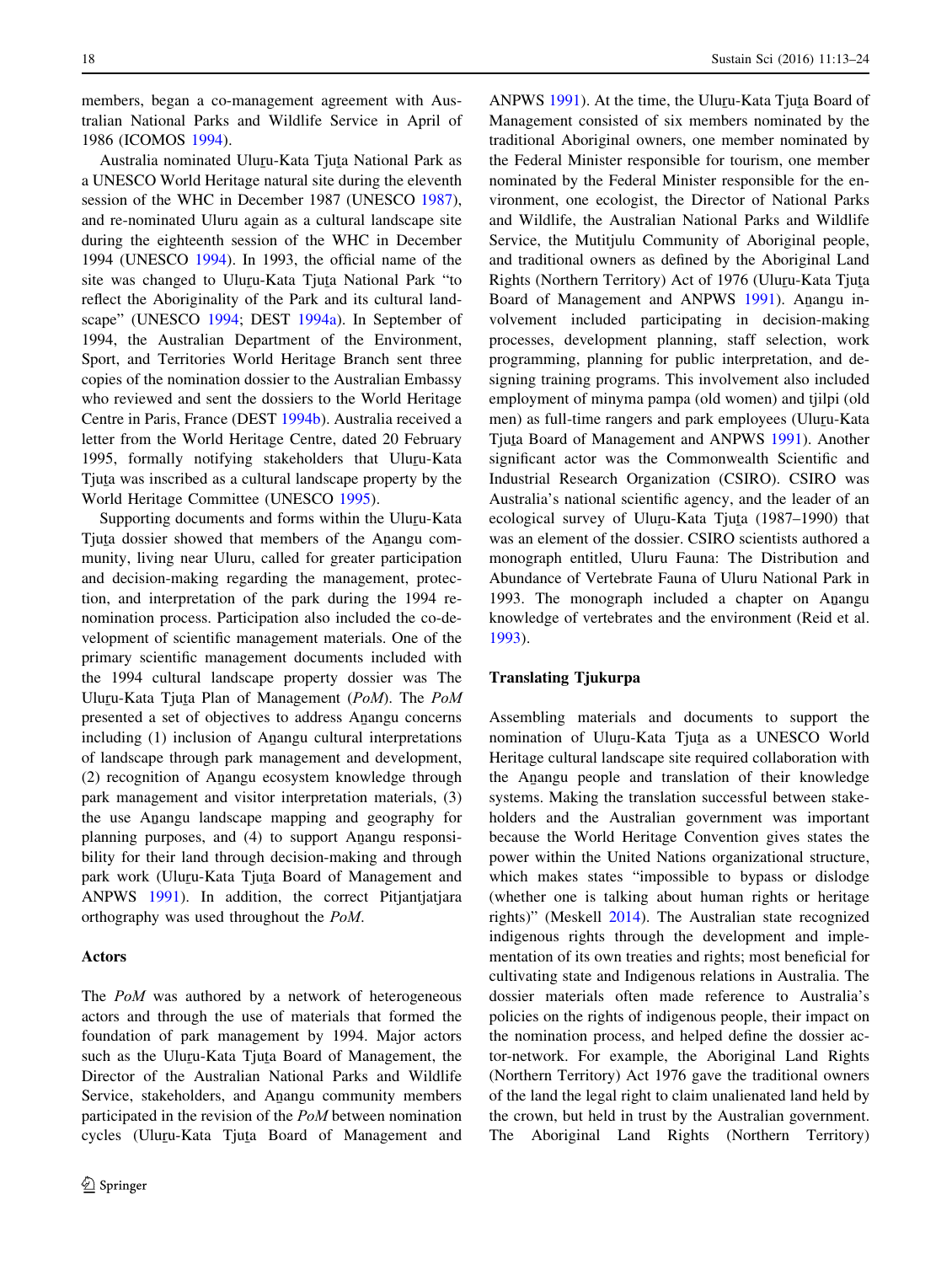members, began a co-management agreement with Australian National Parks and Wildlife Service in April of 1986 (ICOMOS 1994).

Australia nominated Uluṟu-Kata Tjuṯa National Park as a UNESCO World Heritage natural site during the eleventh session of the WHC in December 1987 (UNESCO 1987), and re-nominated Uluru again as a cultural landscape site during the eighteenth session of the WHC in December 1994 (UNESCO 1994). In 1993, the official name of the site was changed to Uluṟu-Kata Tjuṯa National Park "to reflect the Aboriginality of the Park and its cultural landscape" (UNESCO 1994; DEST 1994a). In September of 1994, the Australian Department of the Environment, Sport, and Territories World Heritage Branch sent three copies of the nomination dossier to the Australian Embassy who reviewed and sent the dossiers to the World Heritage Centre in Paris, France (DEST 1994b). Australia received a letter from the World Heritage Centre, dated 20 February 1995, formally notifying stakeholders that Uluṟu-Kata Tjuṯa was inscribed as a cultural landscape property by the World Heritage Committee (UNESCO 1995).

Supporting documents and forms within the Uluṟu-Kata Tjuṯa dossier showed that members of the Aṉangu community, living near Uluru, called for greater participation and decision-making regarding the management, protection, and interpretation of the park during the 1994 re-nomination process. Participation also included the co-development of scientific management materials. One of the primary scientific management documents included with the 1994 cultural landscape property dossier was The Uluṟu-Kata Tjuṯa Plan of Management (*PoM*). The *PoM* presented a set of objectives to address Aṉangu concerns including (1) inclusion of Aṉangu cultural interpretations of landscape through park management and development, (2) recognition of Aṉangu ecosystem knowledge through park management and visitor interpretation materials, (3) the use Aṉangu landscape mapping and geography for planning purposes, and (4) to support Aṉangu responsibility for their land through decision-making and through park work (Uluṟu-Kata Tjuṯa Board of Management and ANPWS 1991). In addition, the correct Pitjantjatjara orthography was used throughout the *PoM*.

### Actors

The *PoM* was authored by a network of heterogeneous actors and through the use of materials that formed the foundation of park management by 1994. Major actors such as the Uluṟu-Kata Tjuṯa Board of Management, the Director of the Australian National Parks and Wildlife Service, stakeholders, and Aṉangu community members participated in the revision of the *PoM* between nomination cycles (Uluṟu-Kata Tjuṯa Board of Management and ANPWS 1991). At the time, the Uluṟu-Kata Tjuṯa Board of Management consisted of six members nominated by the traditional Aboriginal owners, one member nominated by the Federal Minister responsible for tourism, one member nominated by the Federal Minister responsible for the environment, one ecologist, the Director of National Parks and Wildlife, the Australian National Parks and Wildlife Service, the Mutitjulu Community of Aboriginal people, and traditional owners as defined by the Aboriginal Land Rights (Northern Territory) Act of 1976 (Uluṟu-Kata Tjuṯa Board of Management and ANPWS 1991). Aṉangu involvement included participating in decision-making processes, development planning, staff selection, work programming, planning for public interpretation, and designing training programs. This involvement also included employment of minyma pampa (old women) and tjilpi (old men) as full-time rangers and park employees (Uluṟu-Kata Tjuṯa Board of Management and ANPWS 1991). Another significant actor was the Commonwealth Scientific and Industrial Research Organization (CSIRO). CSIRO was Australia's national scientific agency, and the leader of an ecological survey of Uluṟu-Kata Tjuṯa (1987–1990) that was an element of the dossier. CSIRO scientists authored a monograph entitled, Uluru Fauna: The Distribution and Abundance of Vertebrate Fauna of Uluru National Park in 1993. The monograph included a chapter on Aṉangu knowledge of vertebrates and the environment (Reid et al. 1993).

### Translating Tjukurpa

Assembling materials and documents to support the nomination of Uluṟu-Kata Tjuṯa as a UNESCO World Heritage cultural landscape site required collaboration with the Aṉangu people and translation of their knowledge systems. Making the translation successful between stakeholders and the Australian government was important because the World Heritage Convention gives states the power within the United Nations organizational structure, which makes states "impossible to bypass or dislodge (whether one is talking about human rights or heritage rights)" (Meskell 2014). The Australian state recognized indigenous rights through the development and implementation of its own treaties and rights; most beneficial for cultivating state and Indigenous relations in Australia. The dossier materials often made reference to Australia's policies on the rights of indigenous people, their impact on the nomination process, and helped define the dossier actor-network. For example, the Aboriginal Land Rights (Northern Territory) Act 1976 gave the traditional owners of the land the legal right to claim unalienated land held by the crown, but held in trust by the Australian government. The Aboriginal Land Rights (Northern Territory)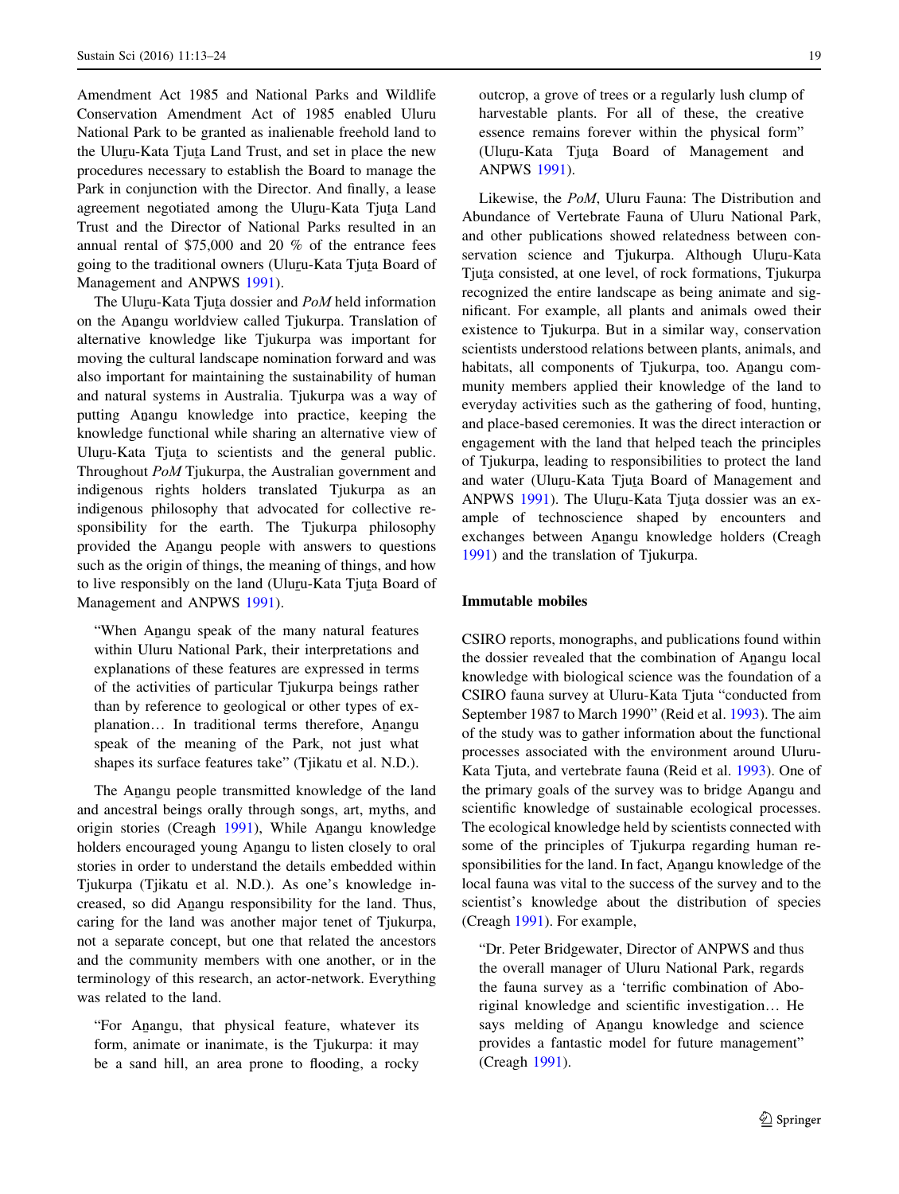Amendment Act 1985 and National Parks and Wildlife Conservation Amendment Act of 1985 enabled Uluru National Park to be granted as inalienable freehold land to the Uluṟu-Kata Tjuṯa Land Trust, and set in place the new procedures necessary to establish the Board to manage the Park in conjunction with the Director. And finally, a lease agreement negotiated among the Uluṟu-Kata Tjuṯa Land Trust and the Director of National Parks resulted in an annual rental of $75,000 and 20 % of the entrance fees going to the traditional owners (Uluṟu-Kata Tjuṯa Board of Management and ANPWS 1991).

The Uluṟu-Kata Tjuṯa dossier and *PoM* held information on the Aṉangu worldview called Tjukurpa. Translation of alternative knowledge like Tjukurpa was important for moving the cultural landscape nomination forward and was also important for maintaining the sustainability of human and natural systems in Australia. Tjukurpa was a way of putting Aṉangu knowledge into practice, keeping the knowledge functional while sharing an alternative view of Uluṟu-Kata Tjuṯa to scientists and the general public. Throughout *PoM* Tjukurpa, the Australian government and indigenous rights holders translated Tjukurpa as an indigenous philosophy that advocated for collective responsibility for the earth. The Tjukurpa philosophy provided the Aṉangu people with answers to questions such as the origin of things, the meaning of things, and how to live responsibly on the land (Uluṟu-Kata Tjuṯa Board of Management and ANPWS 1991).

> "When Aṉangu speak of the many natural features within Uluru National Park, their interpretations and explanations of these features are expressed in terms of the activities of particular Tjukurpa beings rather than by reference to geological or other types of explanation… In traditional terms therefore, Aṉangu speak of the meaning of the Park, not just what shapes its surface features take" (Tjikatu et al. N.D.).

The Aṉangu people transmitted knowledge of the land and ancestral beings orally through songs, art, myths, and origin stories (Creagh 1991), While Aṉangu knowledge holders encouraged young Aṉangu to listen closely to oral stories in order to understand the details embedded within Tjukurpa (Tjikatu et al. N.D.). As one's knowledge increased, so did Aṉangu responsibility for the land. Thus, caring for the land was another major tenet of Tjukurpa, not a separate concept, but one that related the ancestors and the community members with one another, or in the terminology of this research, an actor-network. Everything was related to the land.

> "For Aṉangu, that physical feature, whatever its form, animate or inanimate, is the Tjukurpa: it may be a sand hill, an area prone to flooding, a rocky outcrop, a grove of trees or a regularly lush clump of harvestable plants. For all of these, the creative essence remains forever within the physical form" (Uluṟu-Kata Tjuṯa Board of Management and ANPWS 1991).

Likewise, the *PoM*, Uluru Fauna: The Distribution and Abundance of Vertebrate Fauna of Uluru National Park, and other publications showed relatedness between conservation science and Tjukurpa. Although Uluṟu-Kata Tjuṯa consisted, at one level, of rock formations, Tjukurpa recognized the entire landscape as being animate and significant. For example, all plants and animals owed their existence to Tjukurpa. But in a similar way, conservation scientists understood relations between plants, animals, and habitats, all components of Tjukurpa, too. Aṉangu community members applied their knowledge of the land to everyday activities such as the gathering of food, hunting, and place-based ceremonies. It was the direct interaction or engagement with the land that helped teach the principles of Tjukurpa, leading to responsibilities to protect the land and water (Uluṟu-Kata Tjuṯa Board of Management and ANPWS 1991). The Uluṟu-Kata Tjuṯa dossier was an example of technoscience shaped by encounters and exchanges between Aṉangu knowledge holders (Creagh 1991) and the translation of Tjukurpa.

## Immutable mobiles

CSIRO reports, monographs, and publications found within the dossier revealed that the combination of Aṉangu local knowledge with biological science was the foundation of a CSIRO fauna survey at Uluru-Kata Tjuta "conducted from September 1987 to March 1990" (Reid et al. 1993). The aim of the study was to gather information about the functional processes associated with the environment around Uluru-Kata Tjuta, and vertebrate fauna (Reid et al. 1993). One of the primary goals of the survey was to bridge Aṉangu and scientific knowledge of sustainable ecological processes. The ecological knowledge held by scientists connected with some of the principles of Tjukurpa regarding human responsibilities for the land. In fact, Aṉangu knowledge of the local fauna was vital to the success of the survey and to the scientist's knowledge about the distribution of species (Creagh 1991). For example,

> "Dr. Peter Bridgewater, Director of ANPWS and thus the overall manager of Uluru National Park, regards the fauna survey as a 'terrific combination of Aboriginal knowledge and scientific investigation… He says melding of Aṉangu knowledge and science provides a fantastic model for future management" (Creagh 1991).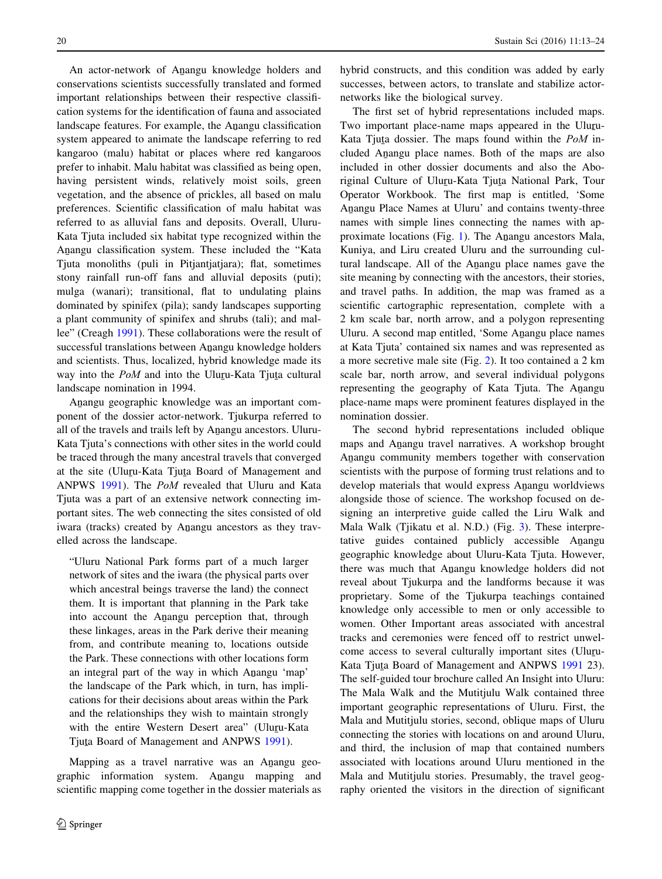An actor-network of Aṉangu knowledge holders and conservations scientists successfully translated and formed important relationships between their respective classification systems for the identification of fauna and associated landscape features. For example, the Aṉangu classification system appeared to animate the landscape referring to red kangaroo (malu) habitat or places where red kangaroos prefer to inhabit. Malu habitat was classified as being open, having persistent winds, relatively moist soils, green vegetation, and the absence of prickles, all based on malu preferences. Scientific classification of malu habitat was referred to as alluvial fans and deposits. Overall, Uluru-Kata Tjuta included six habitat type recognized within the Aṉangu classification system. These included the "Kata Tjuta monoliths (puli in Pitjantjatjara); flat, sometimes stony rainfall run-off fans and alluvial deposits (puti); mulga (wanari); transitional, flat to undulating plains dominated by spinifex (pila); sandy landscapes supporting a plant community of spinifex and shrubs (tali); and mallee" (Creagh 1991). These collaborations were the result of successful translations between Aṉangu knowledge holders and scientists. Thus, localized, hybrid knowledge made its way into the *PoM* and into the Uluṟu-Kata Tjuṯa cultural landscape nomination in 1994.

Aṉangu geographic knowledge was an important component of the dossier actor-network. Tjukurpa referred to all of the travels and trails left by Aṉangu ancestors. Uluru-Kata Tjuta's connections with other sites in the world could be traced through the many ancestral travels that converged at the site (Uluṟu-Kata Tjuṯa Board of Management and ANPWS 1991). The *PoM* revealed that Uluru and Kata Tjuta was a part of an extensive network connecting important sites. The web connecting the sites consisted of old iwara (tracks) created by Aṉangu ancestors as they travelled across the landscape.

> "Uluru National Park forms part of a much larger network of sites and the iwara (the physical parts over which ancestral beings traverse the land) the connect them. It is important that planning in the Park take into account the Aṉangu perception that, through these linkages, areas in the Park derive their meaning from, and contribute meaning to, locations outside the Park. These connections with other locations form an integral part of the way in which Aṉangu 'map' the landscape of the Park which, in turn, has implications for their decisions about areas within the Park and the relationships they wish to maintain strongly with the entire Western Desert area" (Uluṟu-Kata Tjuṯa Board of Management and ANPWS 1991).

Mapping as a travel narrative was an Aṉangu geographic information system. Aṉangu mapping and scientific mapping come together in the dossier materials as hybrid constructs, and this condition was added by early successes, between actors, to translate and stabilize actor-networks like the biological survey.

The first set of hybrid representations included maps. Two important place-name maps appeared in the Uluṟu-Kata Tjuṯa dossier. The maps found within the *PoM* included Aṉangu place names. Both of the maps are also included in other dossier documents and also the Aboriginal Culture of Uluṟu-Kata Tjuṯa National Park, Tour Operator Workbook. The first map is entitled, 'Some Aṉangu Place Names at Uluru' and contains twenty-three names with simple lines connecting the names with approximate locations (Fig. 1). The Aṉangu ancestors Mala, Kuniya, and Liru created Uluru and the surrounding cultural landscape. All of the Aṉangu place names gave the site meaning by connecting with the ancestors, their stories, and travel paths. In addition, the map was framed as a scientific cartographic representation, complete with a 2 km scale bar, north arrow, and a polygon representing Uluru. A second map entitled, 'Some Aṉangu place names at Kata Tjuta' contained six names and was represented as a more secretive male site (Fig. 2). It too contained a 2 km scale bar, north arrow, and several individual polygons representing the geography of Kata Tjuta. The Aṉangu place-name maps were prominent features displayed in the nomination dossier.

The second hybrid representations included oblique maps and Aṉangu travel narratives. A workshop brought Aṉangu community members together with conservation scientists with the purpose of forming trust relations and to develop materials that would express Aṉangu worldviews alongside those of science. The workshop focused on designing an interpretive guide called the Liru Walk and Mala Walk (Tjikatu et al. N.D.) (Fig. 3). These interpretative guides contained publicly accessible Aṉangu geographic knowledge about Uluru-Kata Tjuta. However, there was much that Aṉangu knowledge holders did not reveal about Tjukurpa and the landforms because it was proprietary. Some of the Tjukurpa teachings contained knowledge only accessible to men or only accessible to women. Other Important areas associated with ancestral tracks and ceremonies were fenced off to restrict unwelcome access to several culturally important sites (Uluṟu-Kata Tjuṯa Board of Management and ANPWS 1991 23). The self-guided tour brochure called An Insight into Uluru: The Mala Walk and the Mutitjulu Walk contained three important geographic representations of Uluru. First, the Mala and Mutitjulu stories, second, oblique maps of Uluru connecting the stories with locations on and around Uluru, and third, the inclusion of map that contained numbers associated with locations around Uluru mentioned in the Mala and Mutitjulu stories. Presumably, the travel geography oriented the visitors in the direction of significant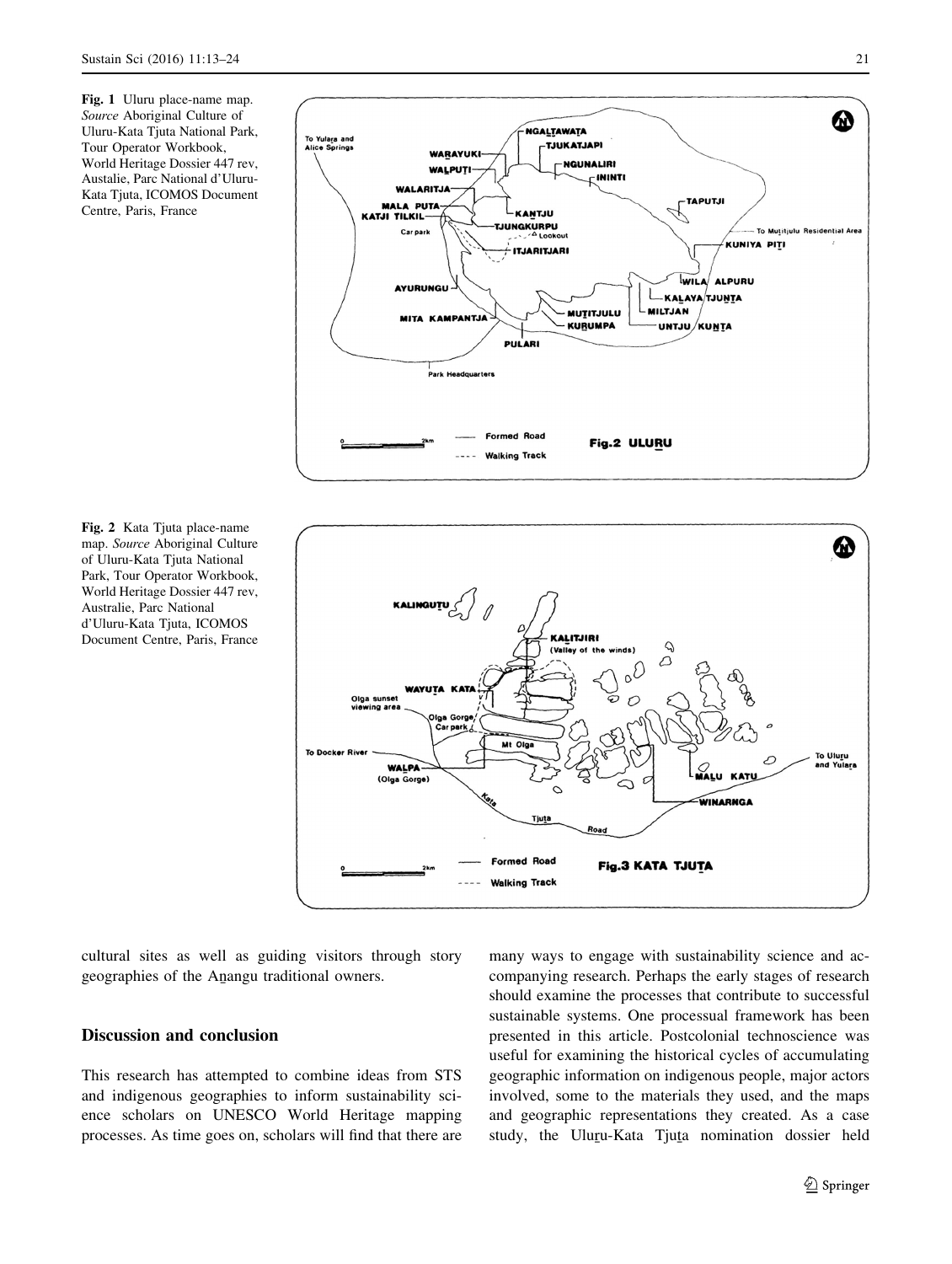Fig. 1 Uluru place-name map. *Source* Aboriginal Culture of Uluru-Kata Tjuta National Park, Tour Operator Workbook, World Heritage Dossier 447 rev, Austalie, Parc National d'Uluru-Kata Tjuta, ICOMOS Document Centre, Paris, France

Fig. 2 Kata Tjuta place-name map. *Source* Aboriginal Culture of Uluru-Kata Tjuta National Park, Tour Operator Workbook, World Heritage Dossier 447 rev, Australie, Parc National d'Uluru-Kata Tjuta, ICOMOS Document Centre, Paris, France

cultural sites as well as guiding visitors through story geographies of the Aṉangu traditional owners.

## Discussion and conclusion

This research has attempted to combine ideas from STS and indigenous geographies to inform sustainability science scholars on UNESCO World Heritage mapping processes. As time goes on, scholars will find that there are many ways to engage with sustainability science and accompanying research. Perhaps the early stages of research should examine the processes that contribute to successful sustainable systems. One processual framework has been presented in this article. Postcolonial technoscience was useful for examining the historical cycles of accumulating geographic information on indigenous people, major actors involved, some to the materials they used, and the maps and geographic representations they created. As a case study, the Uluṟu-Kata Tjuṯa nomination dossier held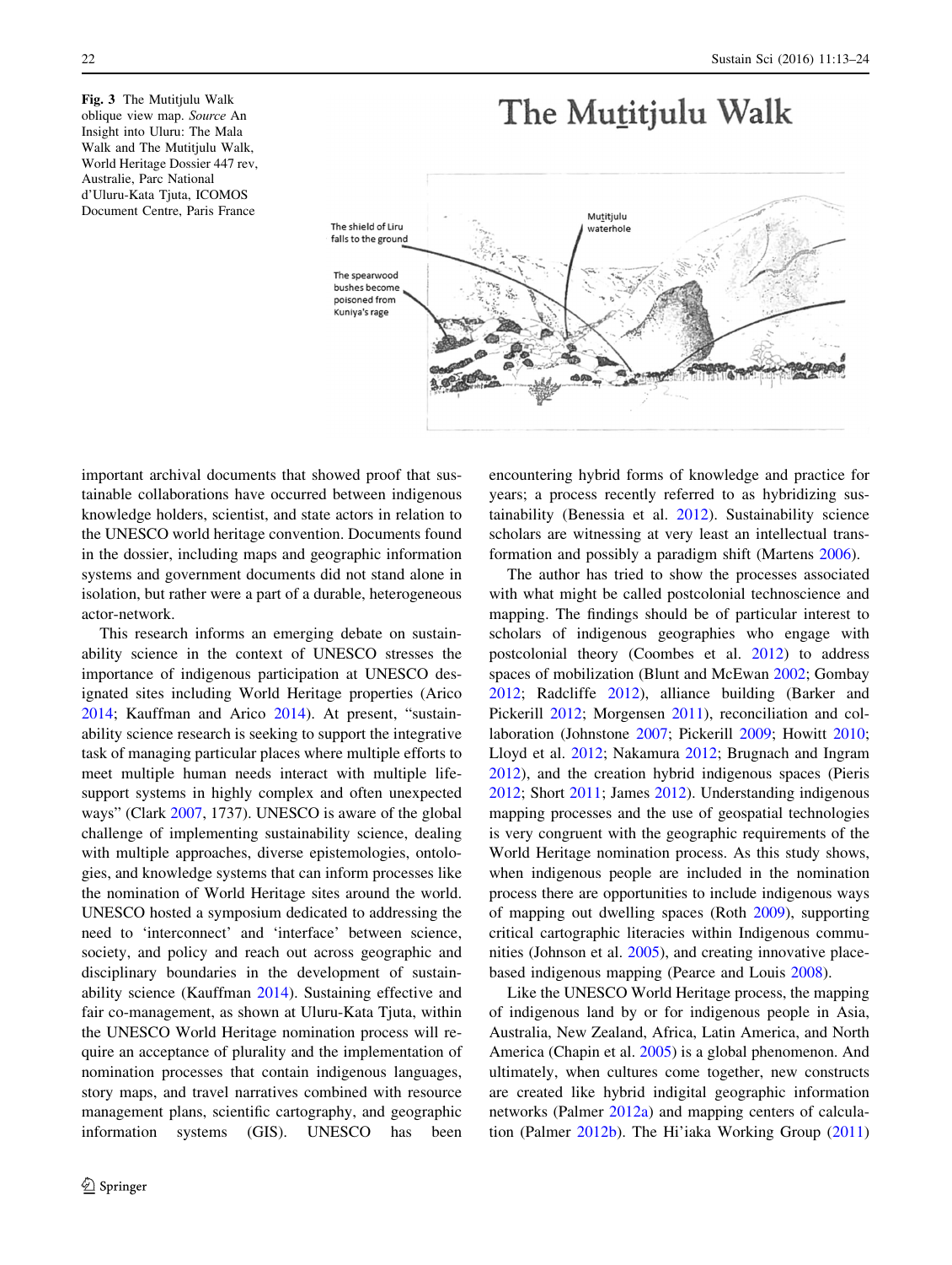**Fig. 3** The Mutitjulu Walk oblique view map. *Source* An Insight into Uluru: The Mala Walk and The Mutitjulu Walk, World Heritage Dossier 447 rev, Australie, Parc National d'Uluru-Kata Tjuta, ICOMOS Document Centre, Paris France

important archival documents that showed proof that sustainable collaborations have occurred between indigenous knowledge holders, scientist, and state actors in relation to the UNESCO world heritage convention. Documents found in the dossier, including maps and geographic information systems and government documents did not stand alone in isolation, but rather were a part of a durable, heterogeneous actor-network.

This research informs an emerging debate on sustainability science in the context of UNESCO stresses the importance of indigenous participation at UNESCO designated sites including World Heritage properties (Arico 2014; Kauffman and Arico 2014). At present, "sustainability science research is seeking to support the integrative task of managing particular places where multiple efforts to meet multiple human needs interact with multiple life-support systems in highly complex and often unexpected ways" (Clark 2007, 1737). UNESCO is aware of the global challenge of implementing sustainability science, dealing with multiple approaches, diverse epistemologies, ontologies, and knowledge systems that can inform processes like the nomination of World Heritage sites around the world. UNESCO hosted a symposium dedicated to addressing the need to 'interconnect' and 'interface' between science, society, and policy and reach out across geographic and disciplinary boundaries in the development of sustainability science (Kauffman 2014). Sustaining effective and fair co-management, as shown at Uluru-Kata Tjuta, within the UNESCO World Heritage nomination process will require an acceptance of plurality and the implementation of nomination processes that contain indigenous languages, story maps, and travel narratives combined with resource management plans, scientific cartography, and geographic information systems (GIS). UNESCO has been encountering hybrid forms of knowledge and practice for years; a process recently referred to as hybridizing sustainability (Benessia et al. 2012). Sustainability science scholars are witnessing at very least an intellectual transformation and possibly a paradigm shift (Martens 2006).

The author has tried to show the processes associated with what might be called postcolonial technoscience and mapping. The findings should be of particular interest to scholars of indigenous geographies who engage with postcolonial theory (Coombes et al. 2012) to address spaces of mobilization (Blunt and McEwan 2002; Gombay 2012; Radcliffe 2012), alliance building (Barker and Pickerill 2012; Morgensen 2011), reconciliation and collaboration (Johnstone 2007; Pickerill 2009; Howitt 2010; Lloyd et al. 2012; Nakamura 2012; Brugnach and Ingram 2012), and the creation hybrid indigenous spaces (Pieris 2012; Short 2011; James 2012). Understanding indigenous mapping processes and the use of geospatial technologies is very congruent with the geographic requirements of the World Heritage nomination process. As this study shows, when indigenous people are included in the nomination process there are opportunities to include indigenous ways of mapping out dwelling spaces (Roth 2009), supporting critical cartographic literacies within Indigenous communities (Johnson et al. 2005), and creating innovative place-based indigenous mapping (Pearce and Louis 2008).

Like the UNESCO World Heritage process, the mapping of indigenous land by or for indigenous people in Asia, Australia, New Zealand, Africa, Latin America, and North America (Chapin et al. 2005) is a global phenomenon. And ultimately, when cultures come together, new constructs are created like hybrid indigital geographic information networks (Palmer 2012a) and mapping centers of calculation (Palmer 2012b). The Hi'iaka Working Group (2011)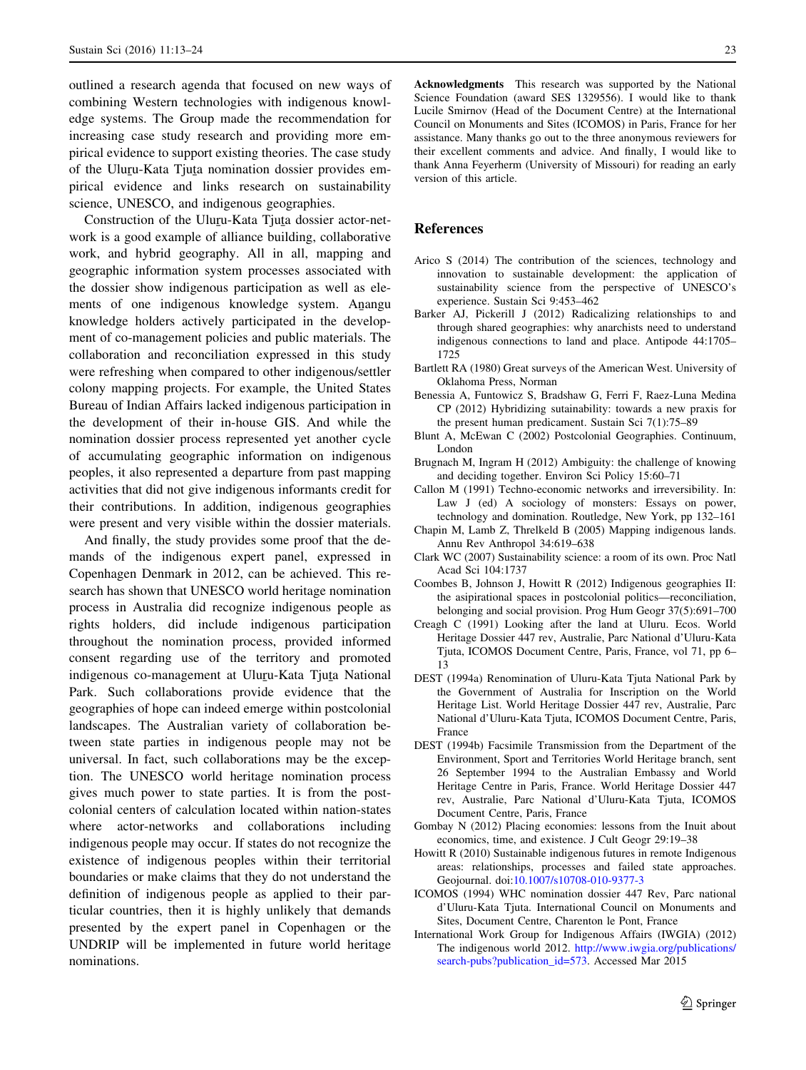outlined a research agenda that focused on new ways of combining Western technologies with indigenous knowledge systems. The Group made the recommendation for increasing case study research and providing more empirical evidence to support existing theories. The case study of the Uluṟu-Kata Tjuṯa nomination dossier provides empirical evidence and links research on sustainability science, UNESCO, and indigenous geographies.

Construction of the Uluṟu-Kata Tjuṯa dossier actor-network is a good example of alliance building, collaborative work, and hybrid geography. All in all, mapping and geographic information system processes associated with the dossier show indigenous participation as well as elements of one indigenous knowledge system. Aṉangu knowledge holders actively participated in the development of co-management policies and public materials. The collaboration and reconciliation expressed in this study were refreshing when compared to other indigenous/settler colony mapping projects. For example, the United States Bureau of Indian Affairs lacked indigenous participation in the development of their in-house GIS. And while the nomination dossier process represented yet another cycle of accumulating geographic information on indigenous peoples, it also represented a departure from past mapping activities that did not give indigenous informants credit for their contributions. In addition, indigenous geographies were present and very visible within the dossier materials.

And finally, the study provides some proof that the demands of the indigenous expert panel, expressed in Copenhagen Denmark in 2012, can be achieved. This research has shown that UNESCO world heritage nomination process in Australia did recognize indigenous people as rights holders, did include indigenous participation throughout the nomination process, provided informed consent regarding use of the territory and promoted indigenous co-management at Uluṟu-Kata Tjuṯa National Park. Such collaborations provide evidence that the geographies of hope can indeed emerge within postcolonial landscapes. The Australian variety of collaboration between state parties in indigenous people may not be universal. In fact, such collaborations may be the exception. The UNESCO world heritage nomination process gives much power to state parties. It is from the postcolonial centers of calculation located within nation-states where actor-networks and collaborations including indigenous people may occur. If states do not recognize the existence of indigenous peoples within their territorial boundaries or make claims that they do not understand the definition of indigenous people as applied to their particular countries, then it is highly unlikely that demands presented by the expert panel in Copenhagen or the UNDRIP will be implemented in future world heritage nominations.

**Acknowledgments** This research was supported by the National Science Foundation (award SES 1329556). I would like to thank Lucile Smirnov (Head of the Document Centre) at the International Council on Monuments and Sites (ICOMOS) in Paris, France for her assistance. Many thanks go out to the three anonymous reviewers for their excellent comments and advice. And finally, I would like to thank Anna Feyerherm (University of Missouri) for reading an early version of this article.

## References

Arico S (2014) The contribution of the sciences, technology and innovation to sustainable development: the application of sustainability science from the perspective of UNESCO's experience. Sustain Sci 9:453–462

Barker AJ, Pickerill J (2012) Radicalizing relationships to and through shared geographies: why anarchists need to understand indigenous connections to land and place. Antipode 44:1705–1725

Bartlett RA (1980) Great surveys of the American West. University of Oklahoma Press, Norman

Benessia A, Funtowicz S, Bradshaw G, Ferri F, Raez-Luna Medina CP (2012) Hybridizing sutainability: towards a new praxis for the present human predicament. Sustain Sci 7(1):75–89

Blunt A, McEwan C (2002) Postcolonial Geographies. Continuum, London

Brugnach M, Ingram H (2012) Ambiguity: the challenge of knowing and deciding together. Environ Sci Policy 15:60–71

Callon M (1991) Techno-economic networks and irreversibility. In: Law J (ed) A sociology of monsters: Essays on power, technology and domination. Routledge, New York, pp 132–161

Chapin M, Lamb Z, Threlkeld B (2005) Mapping indigenous lands. Annu Rev Anthropol 34:619–638

Clark WC (2007) Sustainability science: a room of its own. Proc Natl Acad Sci 104:1737

Coombes B, Johnson J, Howitt R (2012) Indigenous geographies II: the asipirational spaces in postcolonial politics—reconciliation, belonging and social provision. Prog Hum Geogr 37(5):691–700

Creagh C (1991) Looking after the land at Uluru. Ecos. World Heritage Dossier 447 rev, Australie, Parc National d'Uluru-Kata Tjuta, ICOMOS Document Centre, Paris, France, vol 71, pp 6–13

DEST (1994a) Renomination of Uluru-Kata Tjuta National Park by the Government of Australia for Inscription on the World Heritage List. World Heritage Dossier 447 rev, Australie, Parc National d'Uluru-Kata Tjuta, ICOMOS Document Centre, Paris, France

DEST (1994b) Facsimile Transmission from the Department of the Environment, Sport and Territories World Heritage branch, sent 26 September 1994 to the Australian Embassy and World Heritage Centre in Paris, France. World Heritage Dossier 447 rev, Australie, Parc National d'Uluru-Kata Tjuta, ICOMOS Document Centre, Paris, France

Gombay N (2012) Placing economies: lessons from the Inuit about economics, time, and existence. J Cult Geogr 29:19–38

Howitt R (2010) Sustainable indigenous futures in remote Indigenous areas: relationships, processes and failed state approaches. Geojournal. doi:10.1007/s10708-010-9377-3

ICOMOS (1994) WHC nomination dossier 447 Rev, Parc national d'Uluru-Kata Tjuta. International Council on Monuments and Sites, Document Centre, Charenton le Pont, France

International Work Group for Indigenous Affairs (IWGIA) (2012) The indigenous world 2012. http://www.iwgia.org/publications/search-pubs?publication_id=573. Accessed Mar 2015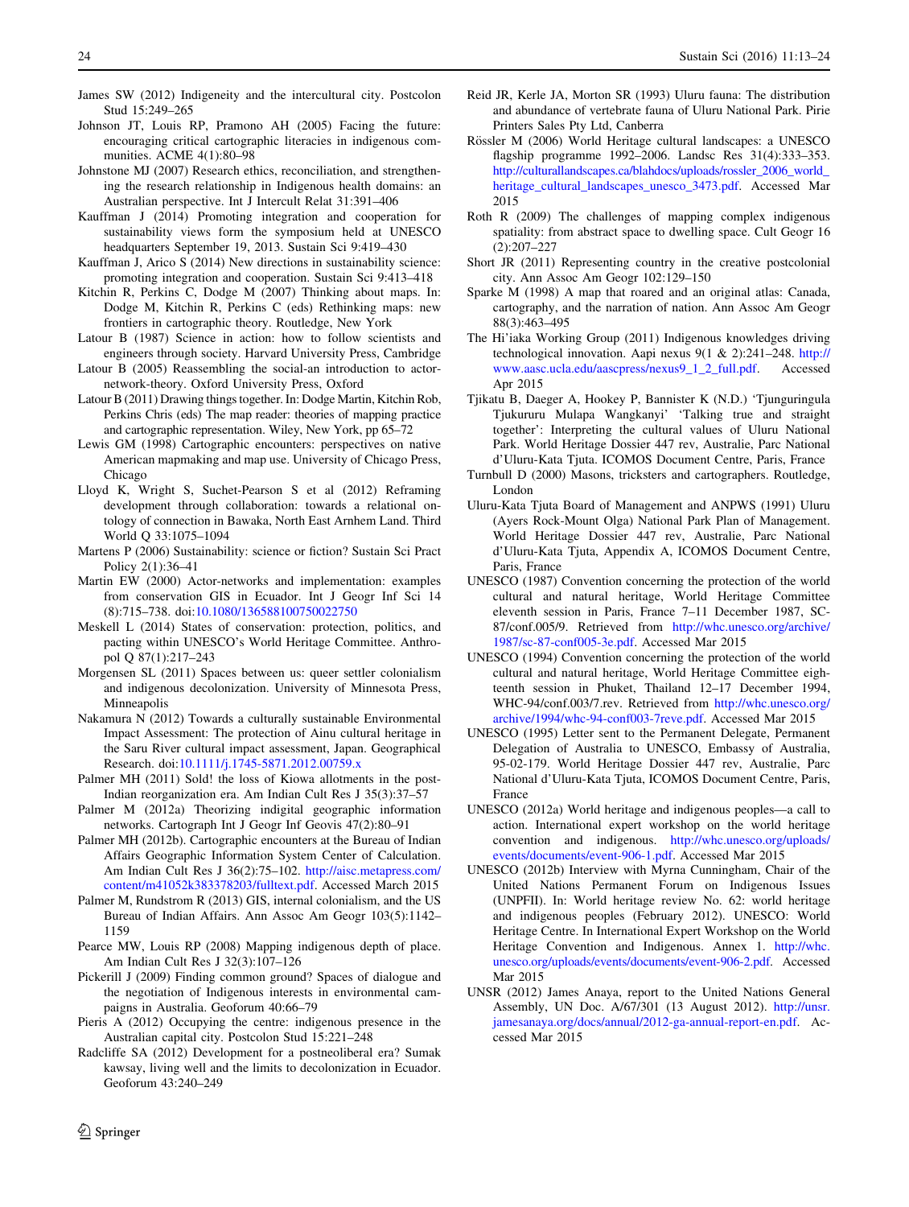James SW (2012) Indigeneity and the intercultural city. Postcolon Stud 15:249–265

Johnson JT, Louis RP, Pramono AH (2005) Facing the future: encouraging critical cartographic literacies in indigenous communities. ACME 4(1):80–98

Johnstone MJ (2007) Research ethics, reconciliation, and strengthening the research relationship in Indigenous health domains: an Australian perspective. Int J Intercult Relat 31:391–406

Kauffman J (2014) Promoting integration and cooperation for sustainability views form the symposium held at UNESCO headquarters September 19, 2013. Sustain Sci 9:419–430

Kauffman J, Arico S (2014) New directions in sustainability science: promoting integration and cooperation. Sustain Sci 9:413–418

Kitchin R, Perkins C, Dodge M (2007) Thinking about maps. In: Dodge M, Kitchin R, Perkins C (eds) Rethinking maps: new frontiers in cartographic theory. Routledge, New York

Latour B (1987) Science in action: how to follow scientists and engineers through society. Harvard University Press, Cambridge

Latour B (2005) Reassembling the social-an introduction to actor-network-theory. Oxford University Press, Oxford

Latour B (2011) Drawing things together. In: Dodge Martin, Kitchin Rob, Perkins Chris (eds) The map reader: theories of mapping practice and cartographic representation. Wiley, New York, pp 65–72

Lewis GM (1998) Cartographic encounters: perspectives on native American mapmaking and map use. University of Chicago Press, Chicago

Lloyd K, Wright S, Suchet-Pearson S et al (2012) Reframing development through collaboration: towards a relational ontology of connection in Bawaka, North East Arnhem Land. Third World Q 33:1075–1094

Martens P (2006) Sustainability: science or fiction? Sustain Sci Pract Policy 2(1):36–41

Martin EW (2000) Actor-networks and implementation: examples from conservation GIS in Ecuador. Int J Geogr Inf Sci 14 (8):715–738. doi:10.1080/136588100750022750

Meskell L (2014) States of conservation: protection, politics, and pacting within UNESCO's World Heritage Committee. Anthropol Q 87(1):217–243

Morgensen SL (2011) Spaces between us: queer settler colonialism and indigenous decolonization. University of Minnesota Press, Minneapolis

Nakamura N (2012) Towards a culturally sustainable Environmental Impact Assessment: The protection of Ainu cultural heritage in the Saru River cultural impact assessment, Japan. Geographical Research. doi:10.1111/j.1745-5871.2012.00759.x

Palmer MH (2011) Sold! the loss of Kiowa allotments in the post-Indian reorganization era. Am Indian Cult Res J 35(3):37–57

Palmer M (2012a) Theorizing indigital geographic information networks. Cartograph Int J Geogr Inf Geovis 47(2):80–91

Palmer MH (2012b). Cartographic encounters at the Bureau of Indian Affairs Geographic Information System Center of Calculation. Am Indian Cult Res J 36(2):75–102. http://aisc.metapress.com/content/m41052k383378203/fulltext.pdf. Accessed March 2015

Palmer M, Rundstrom R (2013) GIS, internal colonialism, and the US Bureau of Indian Affairs. Ann Assoc Am Geogr 103(5):1142–1159

Pearce MW, Louis RP (2008) Mapping indigenous depth of place. Am Indian Cult Res J 32(3):107–126

Pickerill J (2009) Finding common ground? Spaces of dialogue and the negotiation of Indigenous interests in environmental campaigns in Australia. Geoforum 40:66–79

Pieris A (2012) Occupying the centre: indigenous presence in the Australian capital city. Postcolon Stud 15:221–248

Radcliffe SA (2012) Development for a postneoliberal era? Sumak kawsay, living well and the limits to decolonization in Ecuador. Geoforum 43:240–249

Reid JR, Kerle JA, Morton SR (1993) Uluru fauna: The distribution and abundance of vertebrate fauna of Uluru National Park. Pirie Printers Sales Pty Ltd, Canberra

Rössler M (2006) World Heritage cultural landscapes: a UNESCO flagship programme 1992–2006. Landsc Res 31(4):333–353. http://culturallandscapes.ca/blahdocs/uploads/rossler_2006_world_heritage_cultural_landscapes_unesco_3473.pdf. Accessed Mar 2015

Roth R (2009) The challenges of mapping complex indigenous spatiality: from abstract space to dwelling space. Cult Geogr 16 (2):207–227

Short JR (2011) Representing country in the creative postcolonial city. Ann Assoc Am Geogr 102:129–150

Sparke M (1998) A map that roared and an original atlas: Canada, cartography, and the narration of nation. Ann Assoc Am Geogr 88(3):463–495

The Hi'iaka Working Group (2011) Indigenous knowledges driving technological innovation. Aapi nexus 9(1 & 2):241–248. http://www.aasc.ucla.edu/aascpress/nexus9_1_2_full.pdf. Accessed Apr 2015

Tjikatu B, Daeger A, Hookey P, Bannister K (N.D.) 'Tjunguringula Tjukururu Mulapa Wangkanyi' 'Talking true and straight together': Interpreting the cultural values of Uluru National Park. World Heritage Dossier 447 rev, Australie, Parc National d'Uluru-Kata Tjuta. ICOMOS Document Centre, Paris, France

Turnbull D (2000) Masons, tricksters and cartographers. Routledge, London

Uluru-Kata Tjuta Board of Management and ANPWS (1991) Uluru (Ayers Rock-Mount Olga) National Park Plan of Management. World Heritage Dossier 447 rev, Australie, Parc National d'Uluru-Kata Tjuta, Appendix A, ICOMOS Document Centre, Paris, France

UNESCO (1987) Convention concerning the protection of the world cultural and natural heritage, World Heritage Committee eleventh session in Paris, France 7–11 December 1987, SC-87/conf.005/9. Retrieved from http://whc.unesco.org/archive/1987/sc-87-conf005-3e.pdf. Accessed Mar 2015

UNESCO (1994) Convention concerning the protection of the world cultural and natural heritage, World Heritage Committee eighteenth session in Phuket, Thailand 12–17 December 1994, WHC-94/conf.003/7.rev. Retrieved from http://whc.unesco.org/archive/1994/whc-94-conf003-7reve.pdf. Accessed Mar 2015

UNESCO (1995) Letter sent to the Permanent Delegate, Permanent Delegation of Australia to UNESCO, Embassy of Australia, 95-02-179. World Heritage Dossier 447 rev, Australie, Parc National d'Uluru-Kata Tjuta, ICOMOS Document Centre, Paris, France

UNESCO (2012a) World heritage and indigenous peoples—a call to action. International expert workshop on the world heritage convention and indigenous. http://whc.unesco.org/uploads/events/documents/event-906-1.pdf. Accessed Mar 2015

UNESCO (2012b) Interview with Myrna Cunningham, Chair of the United Nations Permanent Forum on Indigenous Issues (UNPFII). In: World heritage review No. 62: world heritage and indigenous peoples (February 2012). UNESCO: World Heritage Centre. In International Expert Workshop on the World Heritage Convention and Indigenous. Annex 1. http://whc.unesco.org/uploads/events/documents/event-906-2.pdf. Accessed Mar 2015

UNSR (2012) James Anaya, report to the United Nations General Assembly, UN Doc. A/67/301 (13 August 2012). http://unsr.jamesanaya.org/docs/annual/2012-ga-annual-report-en.pdf. Accessed Mar 2015